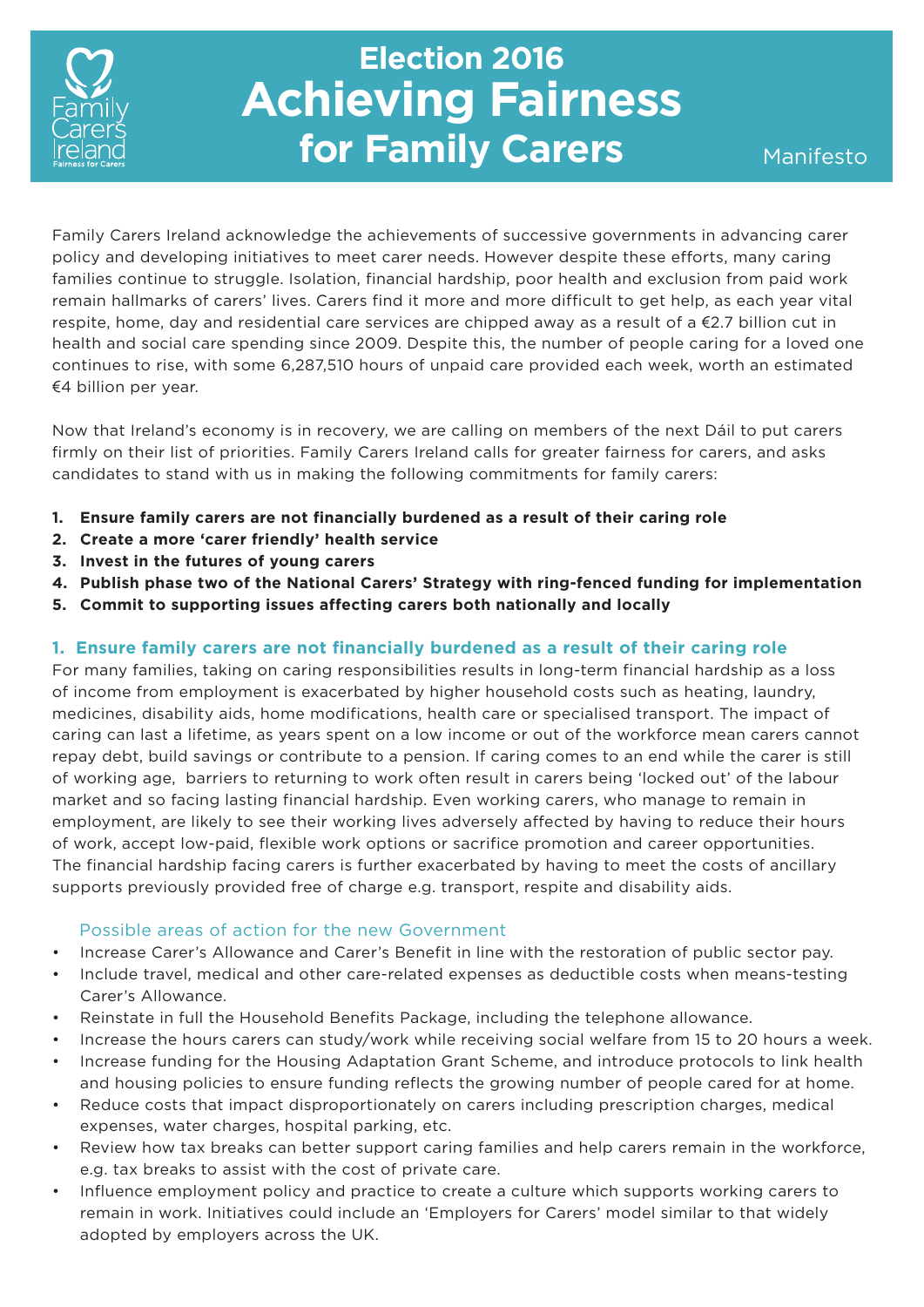Family Carers Ireland
Fairness for Carers

# Election 2016 Achieving Fairness for Family Carers

Manifesto

Family Carers Ireland acknowledge the achievements of successive governments in advancing carer policy and developing initiatives to meet carer needs. However despite these efforts, many caring families continue to struggle. Isolation, financial hardship, poor health and exclusion from paid work remain hallmarks of carers' lives. Carers find it more and more difficult to get help, as each year vital respite, home, day and residential care services are chipped away as a result of a €2.7 billion cut in health and social care spending since 2009. Despite this, the number of people caring for a loved one continues to rise, with some 6,287,510 hours of unpaid care provided each week, worth an estimated €4 billion per year.

Now that Ireland's economy is in recovery, we are calling on members of the next Dáil to put carers firmly on their list of priorities. Family Carers Ireland calls for greater fairness for carers, and asks candidates to stand with us in making the following commitments for family carers:

1. **Ensure family carers are not financially burdened as a result of their caring role**
2. **Create a more 'carer friendly' health service**
3. **Invest in the futures of young carers**
4. **Publish phase two of the National Carers' Strategy with ring-fenced funding for implementation**
5. **Commit to supporting issues affecting carers both nationally and locally**

## 1. Ensure family carers are not financially burdened as a result of their caring role

For many families, taking on caring responsibilities results in long-term financial hardship as a loss of income from employment is exacerbated by higher household costs such as heating, laundry, medicines, disability aids, home modifications, health care or specialised transport. The impact of caring can last a lifetime, as years spent on a low income or out of the workforce mean carers cannot repay debt, build savings or contribute to a pension. If caring comes to an end while the carer is still of working age, barriers to returning to work often result in carers being 'locked out' of the labour market and so facing lasting financial hardship. Even working carers, who manage to remain in employment, are likely to see their working lives adversely affected by having to reduce their hours of work, accept low-paid, flexible work options or sacrifice promotion and career opportunities. The financial hardship facing carers is further exacerbated by having to meet the costs of ancillary supports previously provided free of charge e.g. transport, respite and disability aids.

### Possible areas of action for the new Government

- Increase Carer's Allowance and Carer's Benefit in line with the restoration of public sector pay.
- Include travel, medical and other care-related expenses as deductible costs when means-testing Carer's Allowance.
- Reinstate in full the Household Benefits Package, including the telephone allowance.
- Increase the hours carers can study/work while receiving social welfare from 15 to 20 hours a week.
- Increase funding for the Housing Adaptation Grant Scheme, and introduce protocols to link health and housing policies to ensure funding reflects the growing number of people cared for at home.
- Reduce costs that impact disproportionately on carers including prescription charges, medical expenses, water charges, hospital parking, etc.
- Review how tax breaks can better support caring families and help carers remain in the workforce, e.g. tax breaks to assist with the cost of private care.
- Influence employment policy and practice to create a culture which supports working carers to remain in work. Initiatives could include an 'Employers for Carers' model similar to that widely adopted by employers across the UK.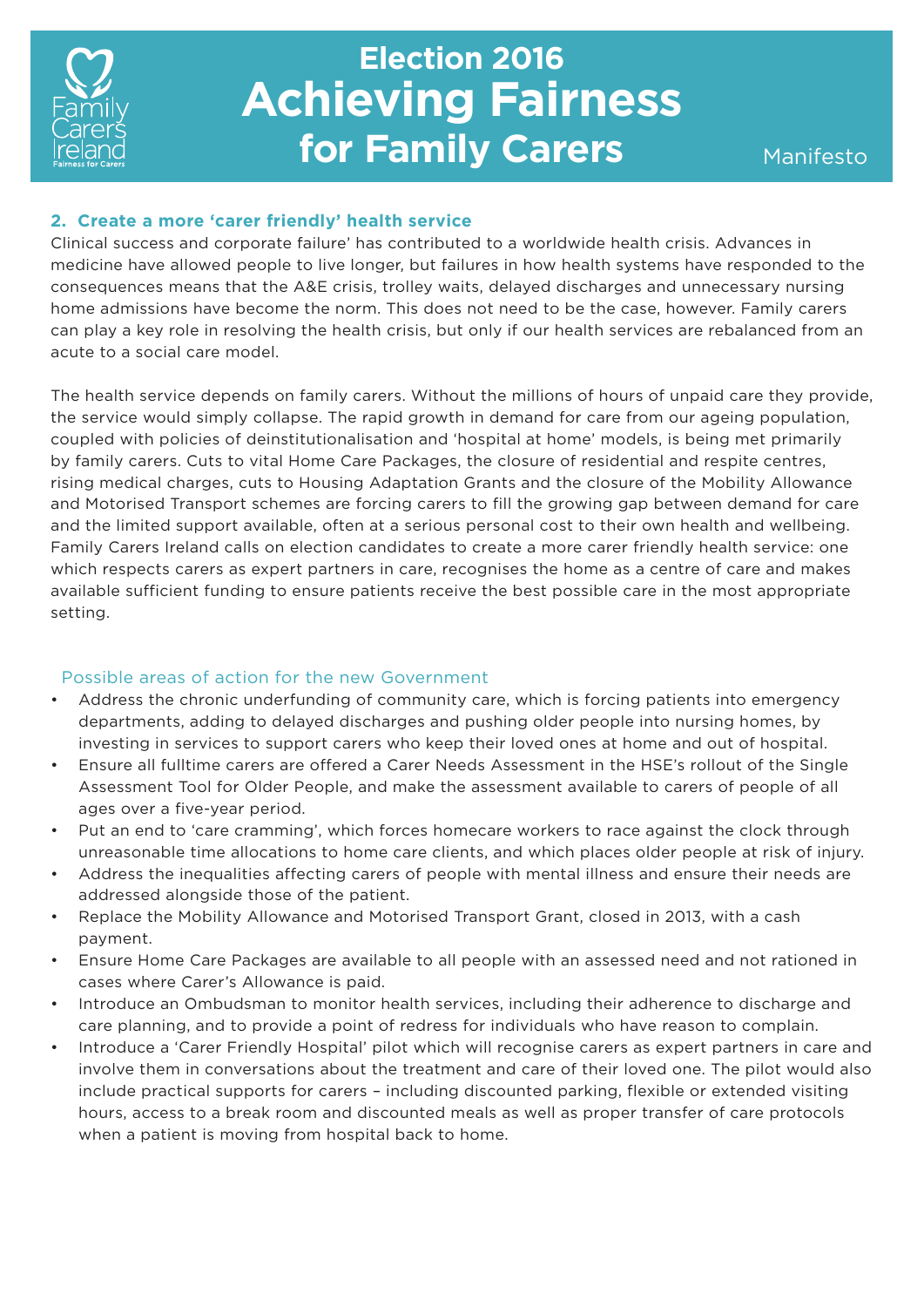# Election 2016 Achieving Fairness for Family Carers

Manifesto

## 2. Create a more 'carer friendly' health service

Clinical success and corporate failure' has contributed to a worldwide health crisis. Advances in medicine have allowed people to live longer, but failures in how health systems have responded to the consequences means that the A&E crisis, trolley waits, delayed discharges and unnecessary nursing home admissions have become the norm. This does not need to be the case, however. Family carers can play a key role in resolving the health crisis, but only if our health services are rebalanced from an acute to a social care model.

The health service depends on family carers. Without the millions of hours of unpaid care they provide, the service would simply collapse. The rapid growth in demand for care from our ageing population, coupled with policies of deinstitutionalisation and 'hospital at home' models, is being met primarily by family carers. Cuts to vital Home Care Packages, the closure of residential and respite centres, rising medical charges, cuts to Housing Adaptation Grants and the closure of the Mobility Allowance and Motorised Transport schemes are forcing carers to fill the growing gap between demand for care and the limited support available, often at a serious personal cost to their own health and wellbeing. Family Carers Ireland calls on election candidates to create a more carer friendly health service: one which respects carers as expert partners in care, recognises the home as a centre of care and makes available sufficient funding to ensure patients receive the best possible care in the most appropriate setting.

### Possible areas of action for the new Government

- Address the chronic underfunding of community care, which is forcing patients into emergency departments, adding to delayed discharges and pushing older people into nursing homes, by investing in services to support carers who keep their loved ones at home and out of hospital.
- Ensure all fulltime carers are offered a Carer Needs Assessment in the HSE's rollout of the Single Assessment Tool for Older People, and make the assessment available to carers of people of all ages over a five-year period.
- Put an end to 'care cramming', which forces homecare workers to race against the clock through unreasonable time allocations to home care clients, and which places older people at risk of injury.
- Address the inequalities affecting carers of people with mental illness and ensure their needs are addressed alongside those of the patient.
- Replace the Mobility Allowance and Motorised Transport Grant, closed in 2013, with a cash payment.
- Ensure Home Care Packages are available to all people with an assessed need and not rationed in cases where Carer's Allowance is paid.
- Introduce an Ombudsman to monitor health services, including their adherence to discharge and care planning, and to provide a point of redress for individuals who have reason to complain.
- Introduce a 'Carer Friendly Hospital' pilot which will recognise carers as expert partners in care and involve them in conversations about the treatment and care of their loved one. The pilot would also include practical supports for carers – including discounted parking, flexible or extended visiting hours, access to a break room and discounted meals as well as proper transfer of care protocols when a patient is moving from hospital back to home.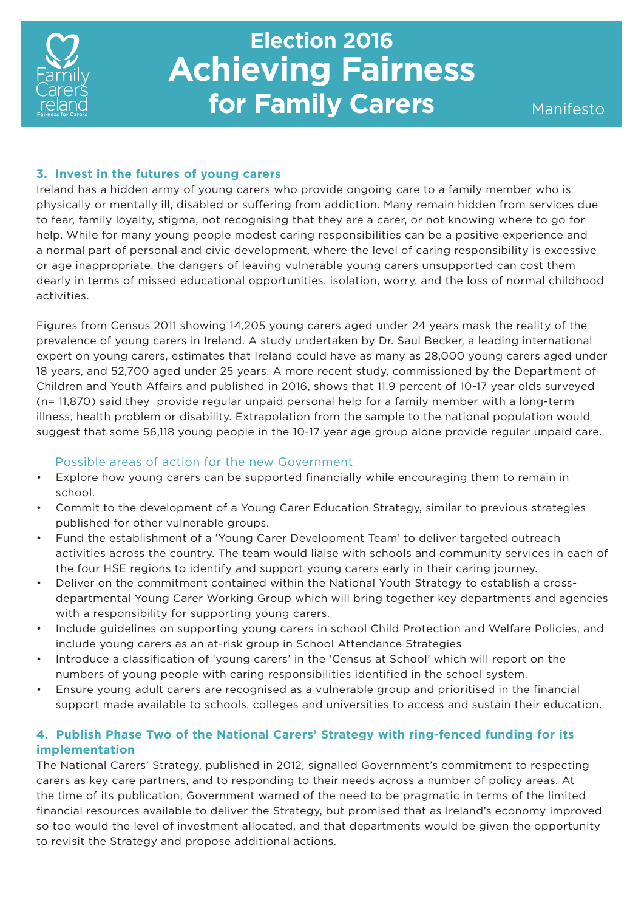## 3. Invest in the futures of young carers

Ireland has a hidden army of young carers who provide ongoing care to a family member who is physically or mentally ill, disabled or suffering from addiction. Many remain hidden from services due to fear, family loyalty, stigma, not recognising that they are a carer, or not knowing where to go for help. While for many young people modest caring responsibilities can be a positive experience and a normal part of personal and civic development, where the level of caring responsibility is excessive or age inappropriate, the dangers of leaving vulnerable young carers unsupported can cost them dearly in terms of missed educational opportunities, isolation, worry, and the loss of normal childhood activities.

Figures from Census 2011 showing 14,205 young carers aged under 24 years mask the reality of the prevalence of young carers in Ireland. A study undertaken by Dr. Saul Becker, a leading international expert on young carers, estimates that Ireland could have as many as 28,000 young carers aged under 18 years, and 52,700 aged under 25 years. A more recent study, commissioned by the Department of Children and Youth Affairs and published in 2016, shows that 11.9 percent of 10-17 year olds surveyed (n= 11,870) said they provide regular unpaid personal help for a family member with a long-term illness, health problem or disability. Extrapolation from the sample to the national population would suggest that some 56,118 young people in the 10-17 year age group alone provide regular unpaid care.

### Possible areas of action for the new Government

- Explore how young carers can be supported financially while encouraging them to remain in school.
- Commit to the development of a Young Carer Education Strategy, similar to previous strategies published for other vulnerable groups.
- Fund the establishment of a 'Young Carer Development Team' to deliver targeted outreach activities across the country. The team would liaise with schools and community services in each of the four HSE regions to identify and support young carers early in their caring journey.
- Deliver on the commitment contained within the National Youth Strategy to establish a cross-departmental Young Carer Working Group which will bring together key departments and agencies with a responsibility for supporting young carers.
- Include guidelines on supporting young carers in school Child Protection and Welfare Policies, and include young carers as an at-risk group in School Attendance Strategies
- Introduce a classification of 'young carers' in the 'Census at School' which will report on the numbers of young people with caring responsibilities identified in the school system.
- Ensure young adult carers are recognised as a vulnerable group and prioritised in the financial support made available to schools, colleges and universities to access and sustain their education.

## 4. Publish Phase Two of the National Carers' Strategy with ring-fenced funding for its implementation

The National Carers' Strategy, published in 2012, signalled Government's commitment to respecting carers as key care partners, and to responding to their needs across a number of policy areas. At the time of its publication, Government warned of the need to be pragmatic in terms of the limited financial resources available to deliver the Strategy, but promised that as Ireland's economy improved so too would the level of investment allocated, and that departments would be given the opportunity to revisit the Strategy and propose additional actions.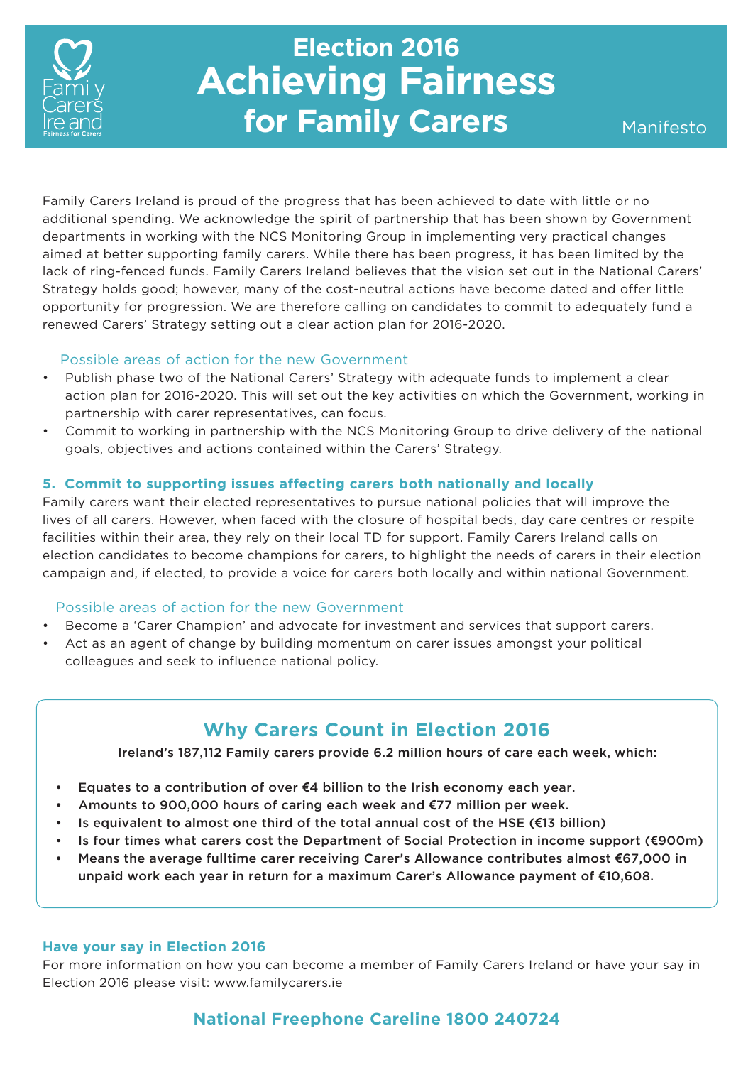# Election 2016 Achieving Fairness for Family Carers

Manifesto

Family Carers Ireland is proud of the progress that has been achieved to date with little or no additional spending. We acknowledge the spirit of partnership that has been shown by Government departments in working with the NCS Monitoring Group in implementing very practical changes aimed at better supporting family carers. While there has been progress, it has been limited by the lack of ring-fenced funds. Family Carers Ireland believes that the vision set out in the National Carers' Strategy holds good; however, many of the cost-neutral actions have become dated and offer little opportunity for progression. We are therefore calling on candidates to commit to adequately fund a renewed Carers' Strategy setting out a clear action plan for 2016-2020.

### Possible areas of action for the new Government

- Publish phase two of the National Carers' Strategy with adequate funds to implement a clear action plan for 2016-2020. This will set out the key activities on which the Government, working in partnership with carer representatives, can focus.
- Commit to working in partnership with the NCS Monitoring Group to drive delivery of the national goals, objectives and actions contained within the Carers' Strategy.

## 5. Commit to supporting issues affecting carers both nationally and locally

Family carers want their elected representatives to pursue national policies that will improve the lives of all carers. However, when faced with the closure of hospital beds, day care centres or respite facilities within their area, they rely on their local TD for support. Family Carers Ireland calls on election candidates to become champions for carers, to highlight the needs of carers in their election campaign and, if elected, to provide a voice for carers both locally and within national Government.

### Possible areas of action for the new Government

- Become a 'Carer Champion' and advocate for investment and services that support carers.
- Act as an agent of change by building momentum on carer issues amongst your political colleagues and seek to influence national policy.

## Why Carers Count in Election 2016

**Ireland's 187,112 Family carers provide 6.2 million hours of care each week, which:**

- **Equates to a contribution of over €4 billion to the Irish economy each year.**
- **Amounts to 900,000 hours of caring each week and €77 million per week.**
- **Is equivalent to almost one third of the total annual cost of the HSE (€13 billion)**
- **Is four times what carers cost the Department of Social Protection in income support (€900m)**
- **Means the average fulltime carer receiving Carer's Allowance contributes almost €67,000 in unpaid work each year in return for a maximum Carer's Allowance payment of €10,608.**

### Have your say in Election 2016

For more information on how you can become a member of Family Carers Ireland or have your say in Election 2016 please visit: www.familycarers.ie

**National Freephone Careline 1800 240724**